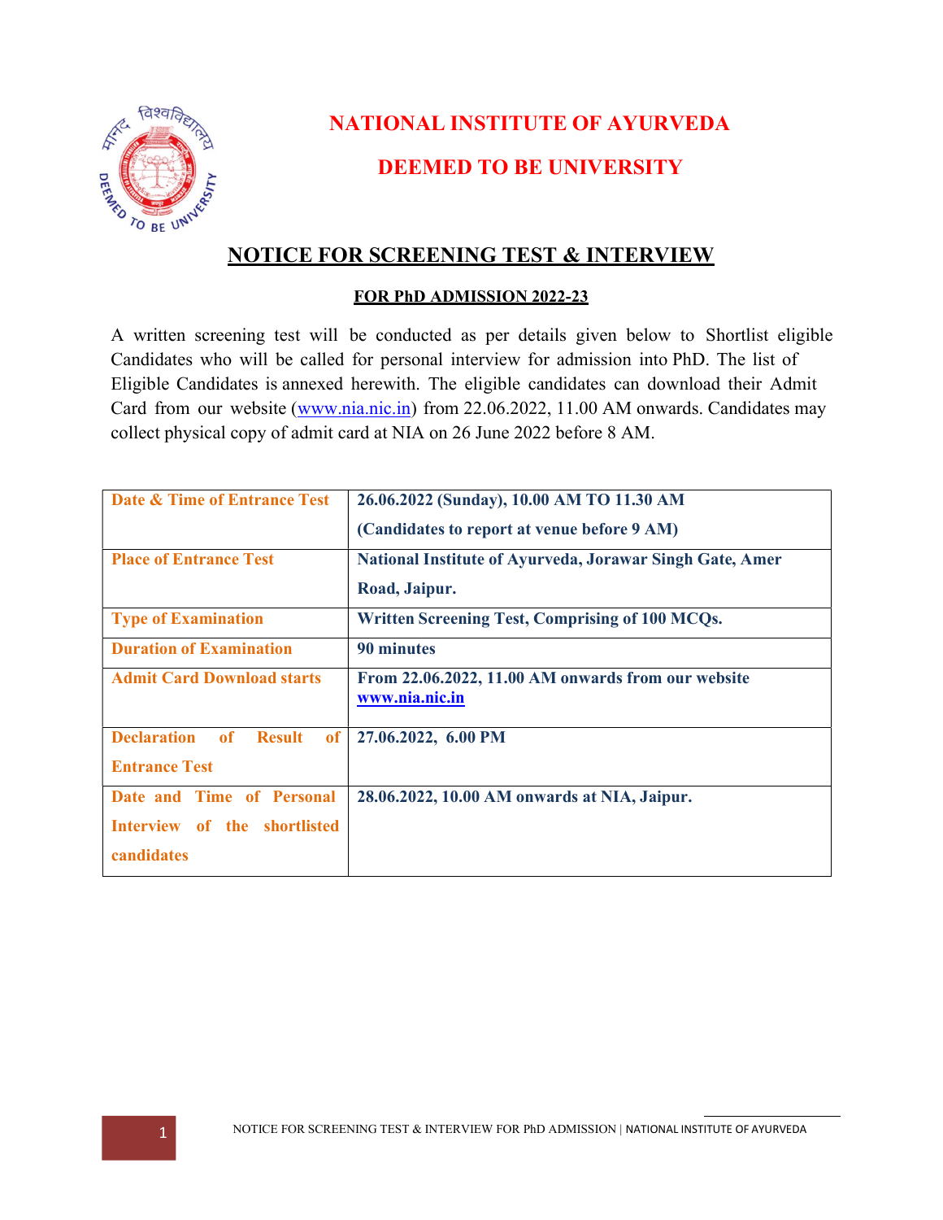# NATIONAL INSTITUTE OF AYURVEDA

## DEEMED TO BE UNIVERSITY

## NOTICE FOR SCREENING TEST & INTERVIEW

### FOR PhD ADMISSION 2022-23

A written screening test will be conducted as per details given below to Shortlist eligible Candidates who will be called for personal interview for admission into PhD. The list of Eligible Candidates is annexed herewith. The eligible candidates can download their Admit Card from our website (www.nia.nic.in) from 22.06.2022, 11.00 AM onwards. Candidates may collect physical copy of admit card at NIA on 26 June 2022 before 8 AM.

| | |
|---|---|
| **Date & Time of Entrance Test** | **26.06.2022 (Sunday), 10.00 AM TO 11.30 AM (Candidates to report at venue before 9 AM)** |
| **Place of Entrance Test** | **National Institute of Ayurveda, Jorawar Singh Gate, Amer Road, Jaipur.** |
| **Type of Examination** | **Written Screening Test, Comprising of 100 MCQs.** |
| **Duration of Examination** | **90 minutes** |
| **Admit Card Download starts** | **From 22.06.2022, 11.00 AM onwards from our website www.nia.nic.in** |
| **Declaration of Result of Entrance Test** | **27.06.2022, 6.00 PM** |
| **Date and Time of Personal Interview of the shortlisted candidates** | **28.06.2022, 10.00 AM onwards at NIA, Jaipur.** |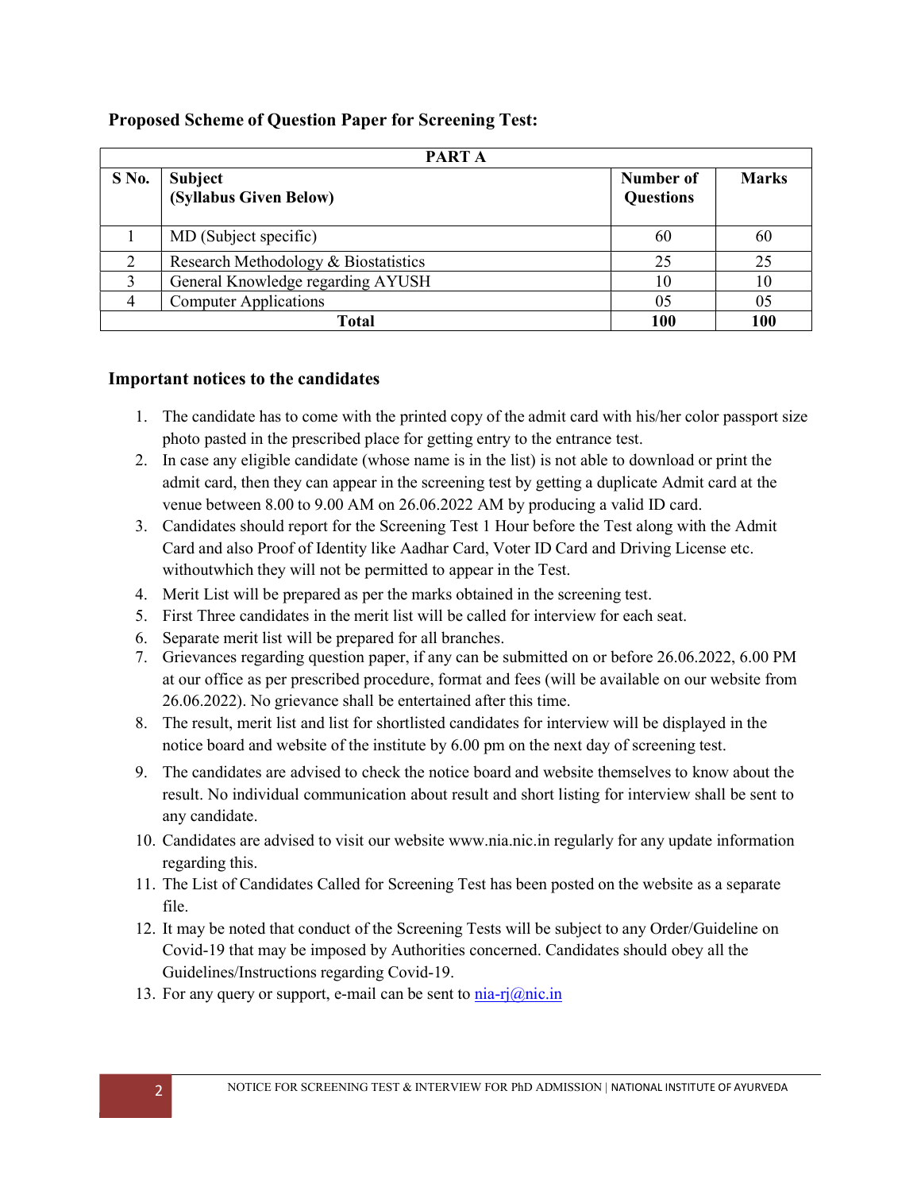**Proposed Scheme of Question Paper for Screening Test:**

| PART A | | | |
|---|---|---|---|
| **S No.** | **Subject (Syllabus Given Below)** | **Number of Questions** | **Marks** |
| 1 | MD (Subject specific) | 60 | 60 |
| 2 | Research Methodology & Biostatistics | 25 | 25 |
| 3 | General Knowledge regarding AYUSH | 10 | 10 |
| 4 | Computer Applications | 05 | 05 |
| | **Total** | **100** | **100** |

## Important notices to the candidates

1. The candidate has to come with the printed copy of the admit card with his/her color passport size photo pasted in the prescribed place for getting entry to the entrance test.
2. In case any eligible candidate (whose name is in the list) is not able to download or print the admit card, then they can appear in the screening test by getting a duplicate Admit card at the venue between 8.00 to 9.00 AM on 26.06.2022 AM by producing a valid ID card.
3. Candidates should report for the Screening Test 1 Hour before the Test along with the Admit Card and also Proof of Identity like Aadhar Card, Voter ID Card and Driving License etc. withoutwhich they will not be permitted to appear in the Test.
4. Merit List will be prepared as per the marks obtained in the screening test.
5. First Three candidates in the merit list will be called for interview for each seat.
6. Separate merit list will be prepared for all branches.
7. Grievances regarding question paper, if any can be submitted on or before 26.06.2022, 6.00 PM at our office as per prescribed procedure, format and fees (will be available on our website from 26.06.2022). No grievance shall be entertained after this time.
8. The result, merit list and list for shortlisted candidates for interview will be displayed in the notice board and website of the institute by 6.00 pm on the next day of screening test.
9. The candidates are advised to check the notice board and website themselves to know about the result. No individual communication about result and short listing for interview shall be sent to any candidate.
10. Candidates are advised to visit our website www.nia.nic.in regularly for any update information regarding this.
11. The List of Candidates Called for Screening Test has been posted on the website as a separate file.
12. It may be noted that conduct of the Screening Tests will be subject to any Order/Guideline on Covid-19 that may be imposed by Authorities concerned. Candidates should obey all the Guidelines/Instructions regarding Covid-19.
13. For any query or support, e-mail can be sent to nia-rj@nic.in